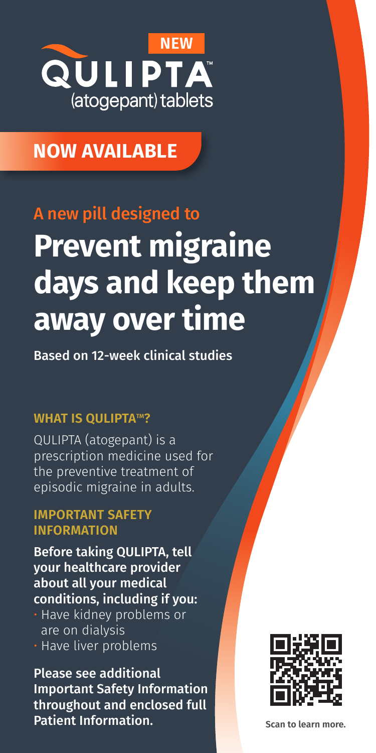NEW

# QULIPTA™

(atogepant) tablets

**NOW AVAILABLE**

A new pill designed to

# Prevent migraine days and keep them away over time

Based on 12-week clinical studies

## WHAT IS QULIPTA™?

QULIPTA (atogepant) is a prescription medicine used for the preventive treatment of episodic migraine in adults.

## IMPORTANT SAFETY INFORMATION

**Before taking QULIPTA, tell your healthcare provider about all your medical conditions, including if you:**

- Have kidney problems or are on dialysis
- Have liver problems

**Please see additional Important Safety Information throughout and enclosed full Patient Information.**

**Scan to learn more.**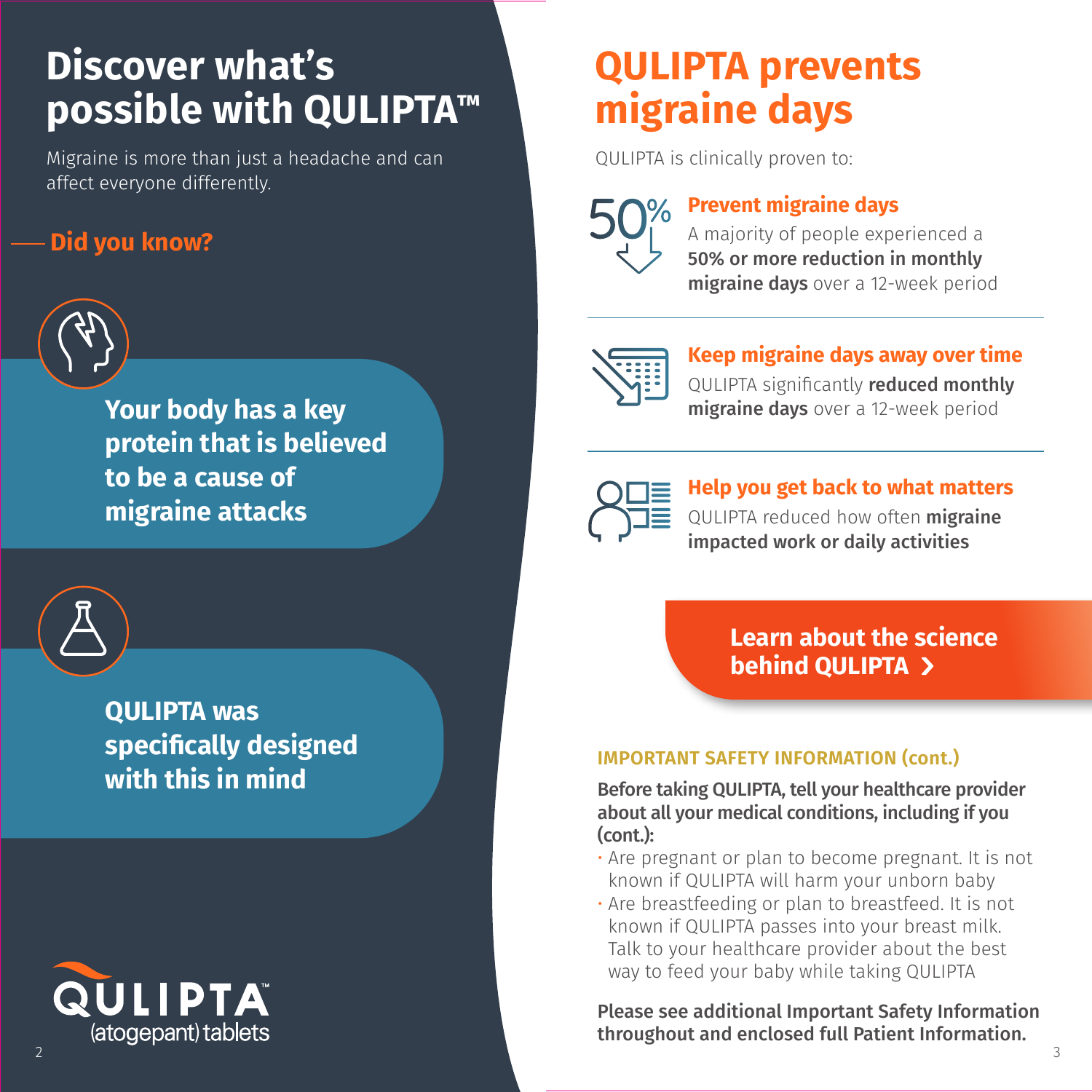# Discover what's possible with QULIPTA™

Migraine is more than just a headache and can affect everyone differently.

## Did you know?

**Your body has a key protein that is believed to be a cause of migraine attacks**

**QULIPTA was specifically designed with this in mind**

QULIPTA™ (atogepant) tablets

# QULIPTA prevents migraine days

QULIPTA is clinically proven to:

50%

### Prevent migraine days

A majority of people experienced a **50% or more reduction in monthly migraine days** over a 12-week period

### Keep migraine days away over time

QULIPTA significantly **reduced monthly migraine days** over a 12-week period

### Help you get back to what matters

QULIPTA reduced how often **migraine impacted work or daily activities**

**Learn about the science behind QULIPTA ›**

## IMPORTANT SAFETY INFORMATION (cont.)

**Before taking QULIPTA, tell your healthcare provider about all your medical conditions, including if you (cont.):**

- Are pregnant or plan to become pregnant. It is not known if QULIPTA will harm your unborn baby
- Are breastfeeding or plan to breastfeed. It is not known if QULIPTA passes into your breast milk. Talk to your healthcare provider about the best way to feed your baby while taking QULIPTA

**Please see additional Important Safety Information throughout and enclosed full Patient Information.**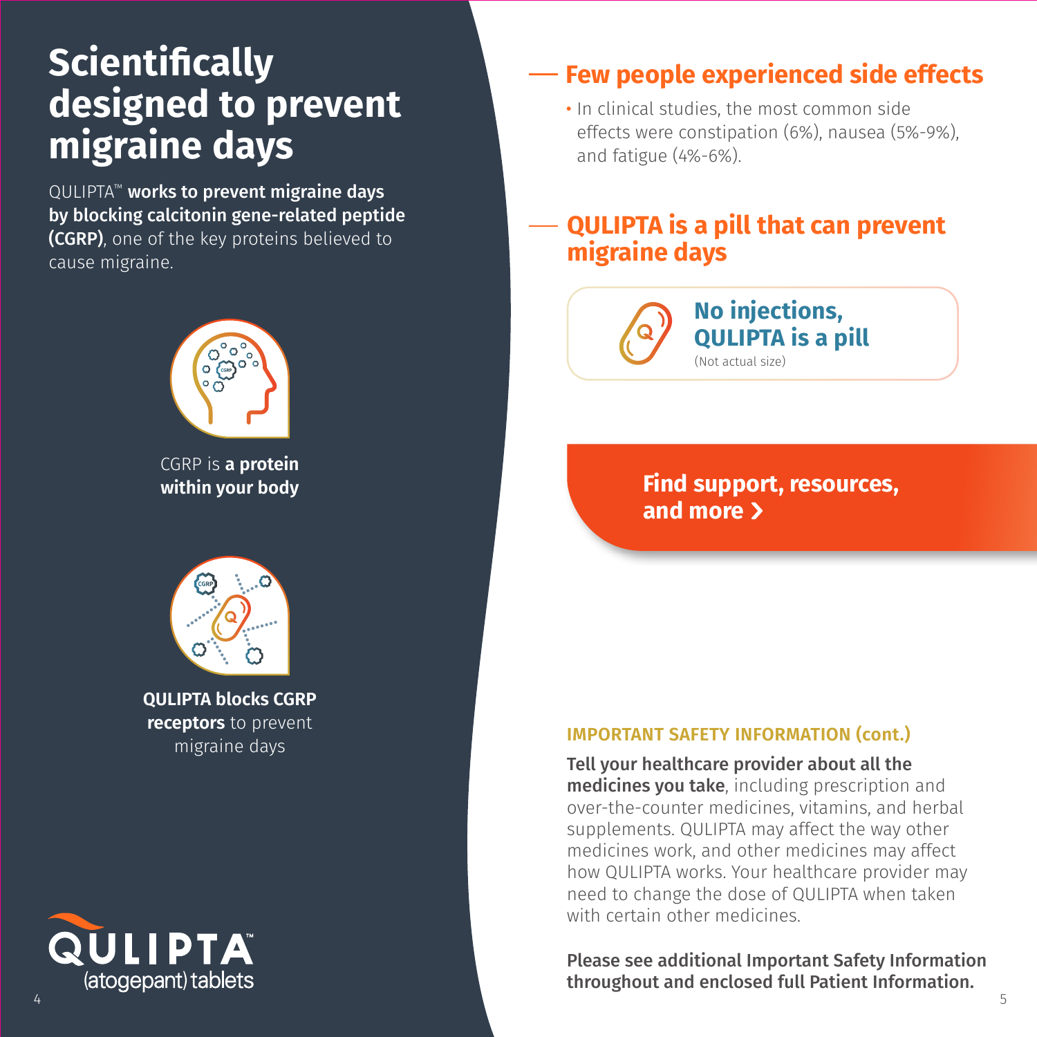# Scientifically designed to prevent migraine days

QULIPTA™ **works to prevent migraine days by blocking calcitonin gene-related peptide (CGRP)**, one of the key proteins believed to cause migraine.

CGRP is **a protein within your body**

**QULIPTA blocks CGRP receptors** to prevent migraine days

QULIPTA™ (atogepant) tablets

## Few people experienced side effects

- In clinical studies, the most common side effects were constipation (6%), nausea (5%-9%), and fatigue (4%-6%).

## QULIPTA is a pill that can prevent migraine days

**No injections, QULIPTA is a pill**
(Not actual size)

**Find support, resources, and more ›**

### IMPORTANT SAFETY INFORMATION (cont.)

**Tell your healthcare provider about all the medicines you take**, including prescription and over-the-counter medicines, vitamins, and herbal supplements. QULIPTA may affect the way other medicines work, and other medicines may affect how QULIPTA works. Your healthcare provider may need to change the dose of QULIPTA when taken with certain other medicines.

**Please see additional Important Safety Information throughout and enclosed full Patient Information.**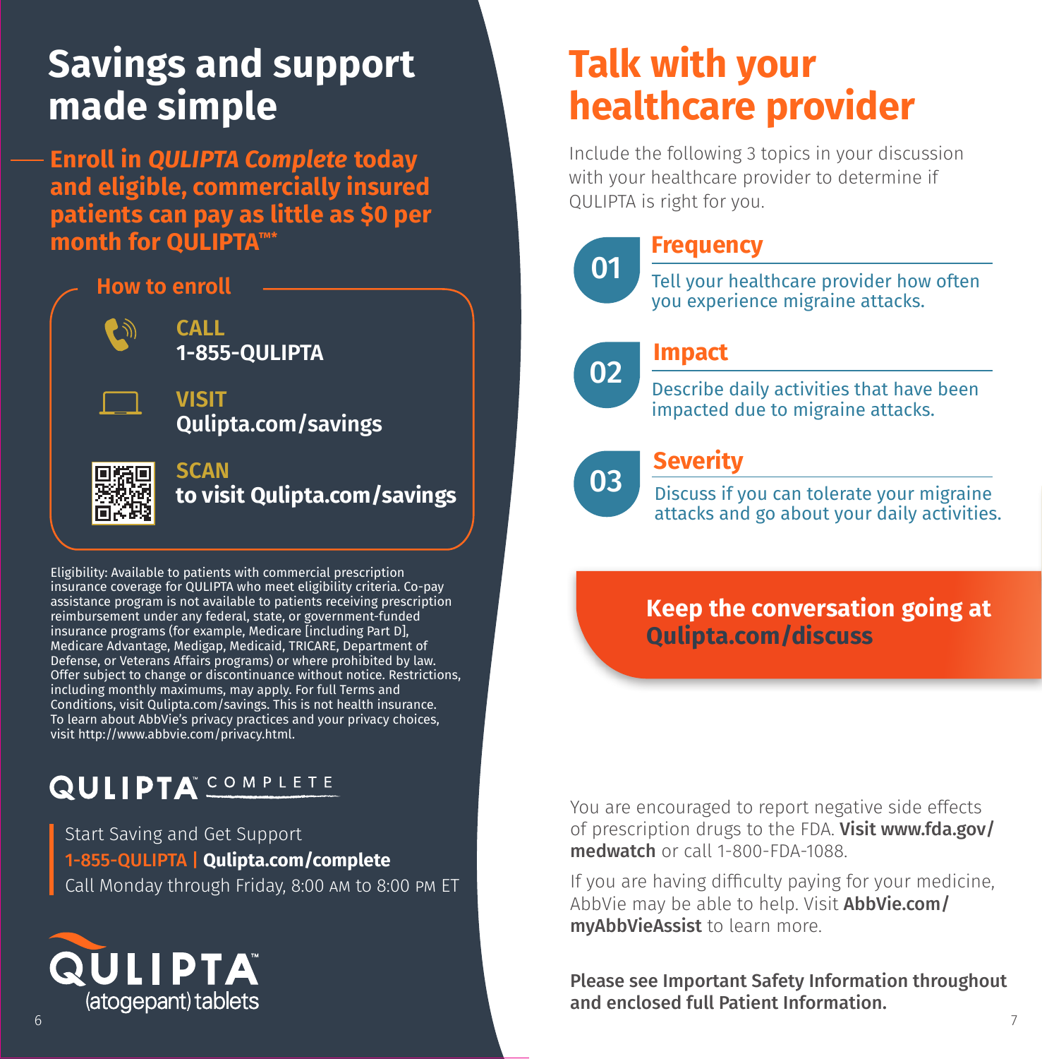# Savings and support made simple

**Enroll in *QULIPTA Complete* today and eligible, commercially insured patients can pay as little as $0 per month for QULIPTA™***

## How to enroll

**CALL**
**1-855-QULIPTA**

**VISIT**
**Qulipta.com/savings**

**SCAN**
**to visit Qulipta.com/savings**

Eligibility: Available to patients with commercial prescription insurance coverage for QULIPTA who meet eligibility criteria. Co-pay assistance program is not available to patients receiving prescription reimbursement under any federal, state, or government-funded insurance programs (for example, Medicare [including Part D], Medicare Advantage, Medigap, Medicaid, TRICARE, Department of Defense, or Veterans Affairs programs) or where prohibited by law. Offer subject to change or discontinuance without notice. Restrictions, including monthly maximums, may apply. For full Terms and Conditions, visit Qulipta.com/savings. This is not health insurance. To learn about AbbVie's privacy practices and your privacy choices, visit http://www.abbvie.com/privacy.html.

QULIPTA™ COMPLETE

Start Saving and Get Support
**1-855-QULIPTA | Qulipta.com/complete**
Call Monday through Friday, 8:00 AM to 8:00 PM ET

QULIPTA™ (atogepant) tablets

# Talk with your healthcare provider

Include the following 3 topics in your discussion with your healthcare provider to determine if QULIPTA is right for you.

**01 Frequency**
Tell your healthcare provider how often you experience migraine attacks.

**02 Impact**
Describe daily activities that have been impacted due to migraine attacks.

**03 Severity**
Discuss if you can tolerate your migraine attacks and go about your daily activities.

**Keep the conversation going at Qulipta.com/discuss**

You are encouraged to report negative side effects of prescription drugs to the FDA. **Visit www.fda.gov/medwatch** or call 1-800-FDA-1088.

If you are having difficulty paying for your medicine, AbbVie may be able to help. Visit **AbbVie.com/myAbbVieAssist** to learn more.

**Please see Important Safety Information throughout and enclosed full Patient Information.**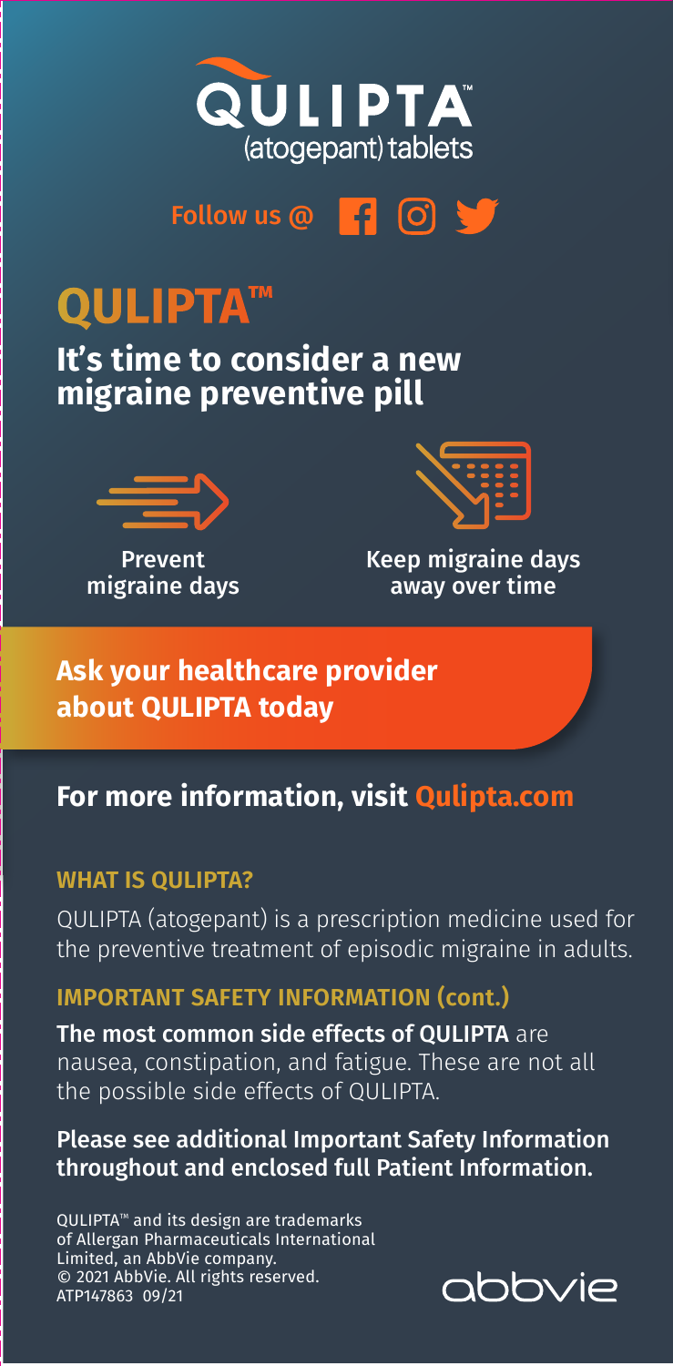QULIPTA™ (atogepant) tablets

Follow us @

# QULIPTA™

## It's time to consider a new migraine preventive pill

Prevent migraine days

Keep migraine days away over time

**Ask your healthcare provider about QULIPTA today**

## For more information, visit Qulipta.com

### WHAT IS QULIPTA?

QULIPTA (atogepant) is a prescription medicine used for the preventive treatment of episodic migraine in adults.

### IMPORTANT SAFETY INFORMATION (cont.)

**The most common side effects of QULIPTA** are nausea, constipation, and fatigue. These are not all the possible side effects of QULIPTA.

**Please see additional Important Safety Information throughout and enclosed full Patient Information.**

QULIPTA™ and its design are trademarks of Allergan Pharmaceuticals International Limited, an AbbVie company.
© 2021 AbbVie. All rights reserved.
ATP147863 09/21

abbvie